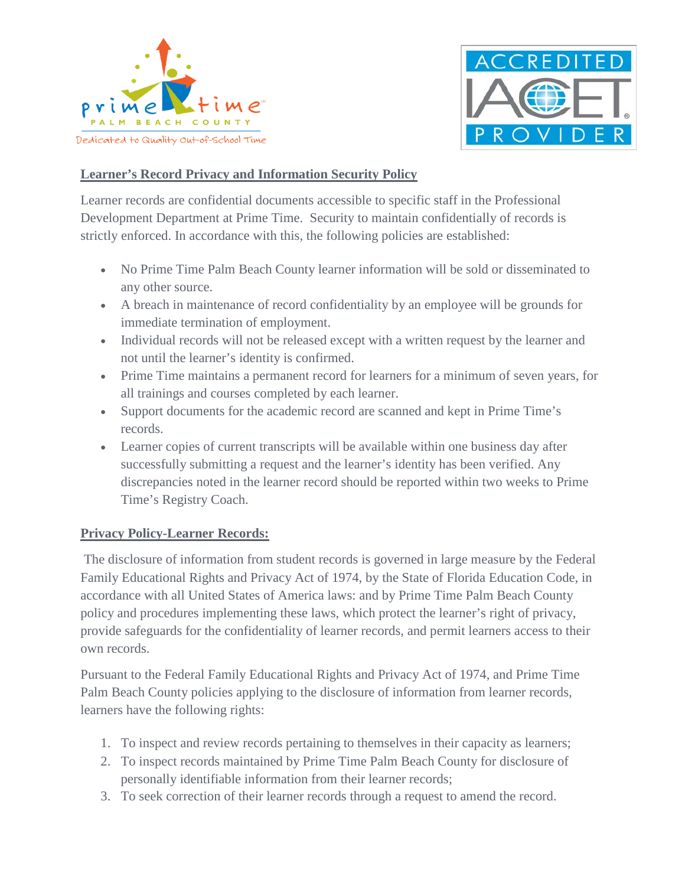## Learner's Record Privacy and Information Security Policy

Learner records are confidential documents accessible to specific staff in the Professional Development Department at Prime Time. Security to maintain confidentially of records is strictly enforced. In accordance with this, the following policies are established:

- No Prime Time Palm Beach County learner information will be sold or disseminated to any other source.
- A breach in maintenance of record confidentiality by an employee will be grounds for immediate termination of employment.
- Individual records will not be released except with a written request by the learner and not until the learner's identity is confirmed.
- Prime Time maintains a permanent record for learners for a minimum of seven years, for all trainings and courses completed by each learner.
- Support documents for the academic record are scanned and kept in Prime Time's records.
- Learner copies of current transcripts will be available within one business day after successfully submitting a request and the learner's identity has been verified. Any discrepancies noted in the learner record should be reported within two weeks to Prime Time's Registry Coach.

## Privacy Policy-Learner Records:

The disclosure of information from student records is governed in large measure by the Federal Family Educational Rights and Privacy Act of 1974, by the State of Florida Education Code, in accordance with all United States of America laws: and by Prime Time Palm Beach County policy and procedures implementing these laws, which protect the learner's right of privacy, provide safeguards for the confidentiality of learner records, and permit learners access to their own records.

Pursuant to the Federal Family Educational Rights and Privacy Act of 1974, and Prime Time Palm Beach County policies applying to the disclosure of information from learner records, learners have the following rights:

1. To inspect and review records pertaining to themselves in their capacity as learners;
2. To inspect records maintained by Prime Time Palm Beach County for disclosure of personally identifiable information from their learner records;
3. To seek correction of their learner records through a request to amend the record.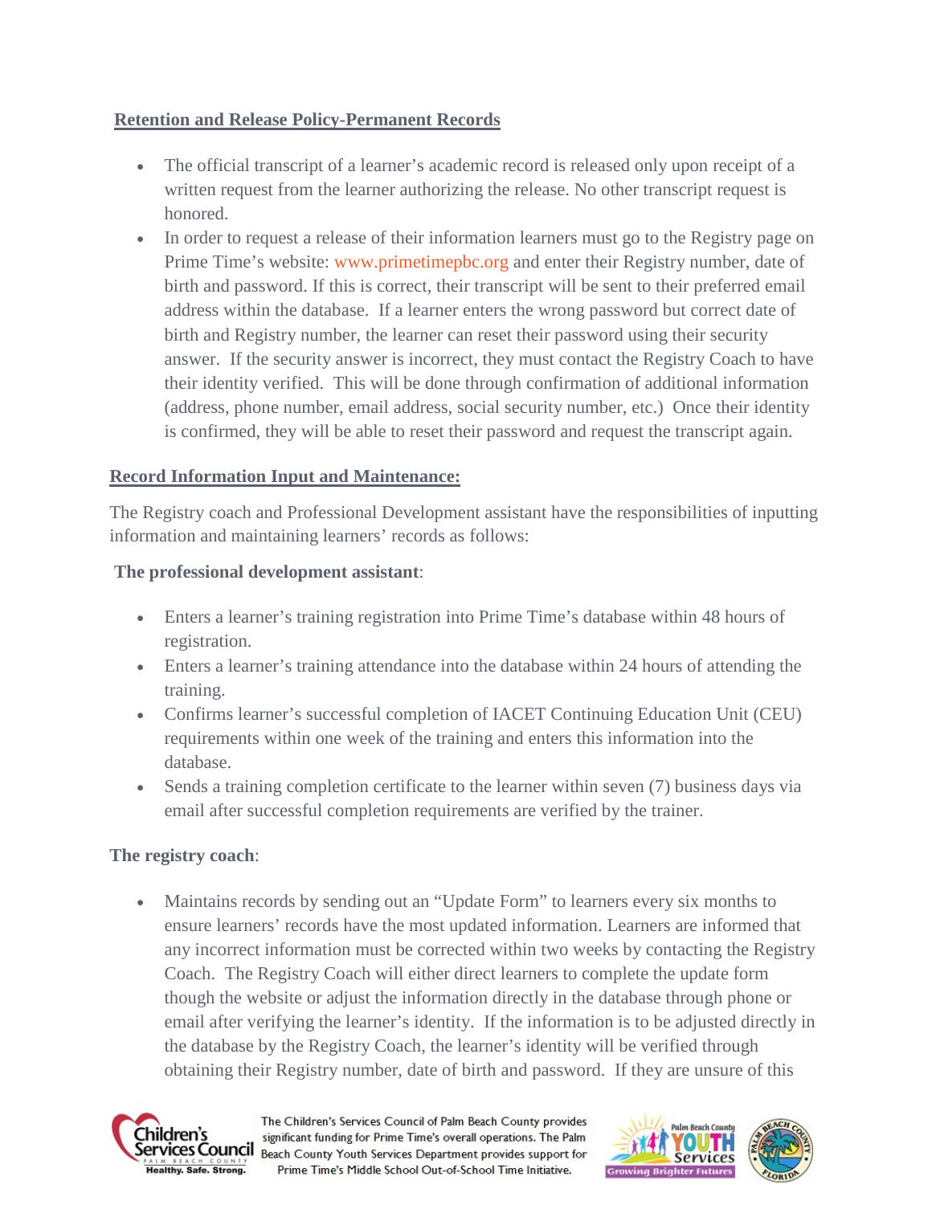**Retention and Release Policy-Permanent Records**

- The official transcript of a learner's academic record is released only upon receipt of a written request from the learner authorizing the release. No other transcript request is honored.
- In order to request a release of their information learners must go to the Registry page on Prime Time's website: www.primetimepbc.org and enter their Registry number, date of birth and password. If this is correct, their transcript will be sent to their preferred email address within the database. If a learner enters the wrong password but correct date of birth and Registry number, the learner can reset their password using their security answer. If the security answer is incorrect, they must contact the Registry Coach to have their identity verified. This will be done through confirmation of additional information (address, phone number, email address, social security number, etc.) Once their identity is confirmed, they will be able to reset their password and request the transcript again.

**Record Information Input and Maintenance:**

The Registry coach and Professional Development assistant have the responsibilities of inputting information and maintaining learners' records as follows:

**The professional development assistant**:

- Enters a learner's training registration into Prime Time's database within 48 hours of registration.
- Enters a learner's training attendance into the database within 24 hours of attending the training.
- Confirms learner's successful completion of IACET Continuing Education Unit (CEU) requirements within one week of the training and enters this information into the database.
- Sends a training completion certificate to the learner within seven (7) business days via email after successful completion requirements are verified by the trainer.

**The registry coach**:

- Maintains records by sending out an "Update Form" to learners every six months to ensure learners' records have the most updated information. Learners are informed that any incorrect information must be corrected within two weeks by contacting the Registry Coach. The Registry Coach will either direct learners to complete the update form though the website or adjust the information directly in the database through phone or email after verifying the learner's identity. If the information is to be adjusted directly in the database by the Registry Coach, the learner's identity will be verified through obtaining their Registry number, date of birth and password. If they are unsure of this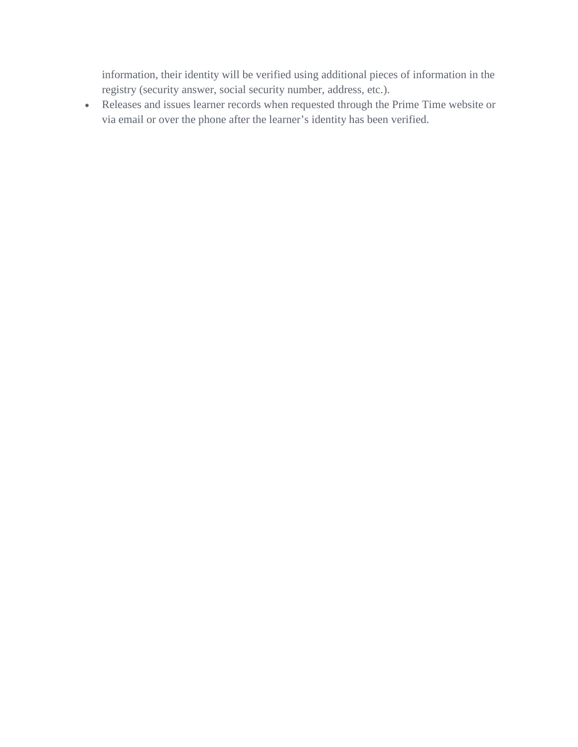information, their identity will be verified using additional pieces of information in the registry (security answer, social security number, address, etc.).

- Releases and issues learner records when requested through the Prime Time website or via email or over the phone after the learner's identity has been verified.